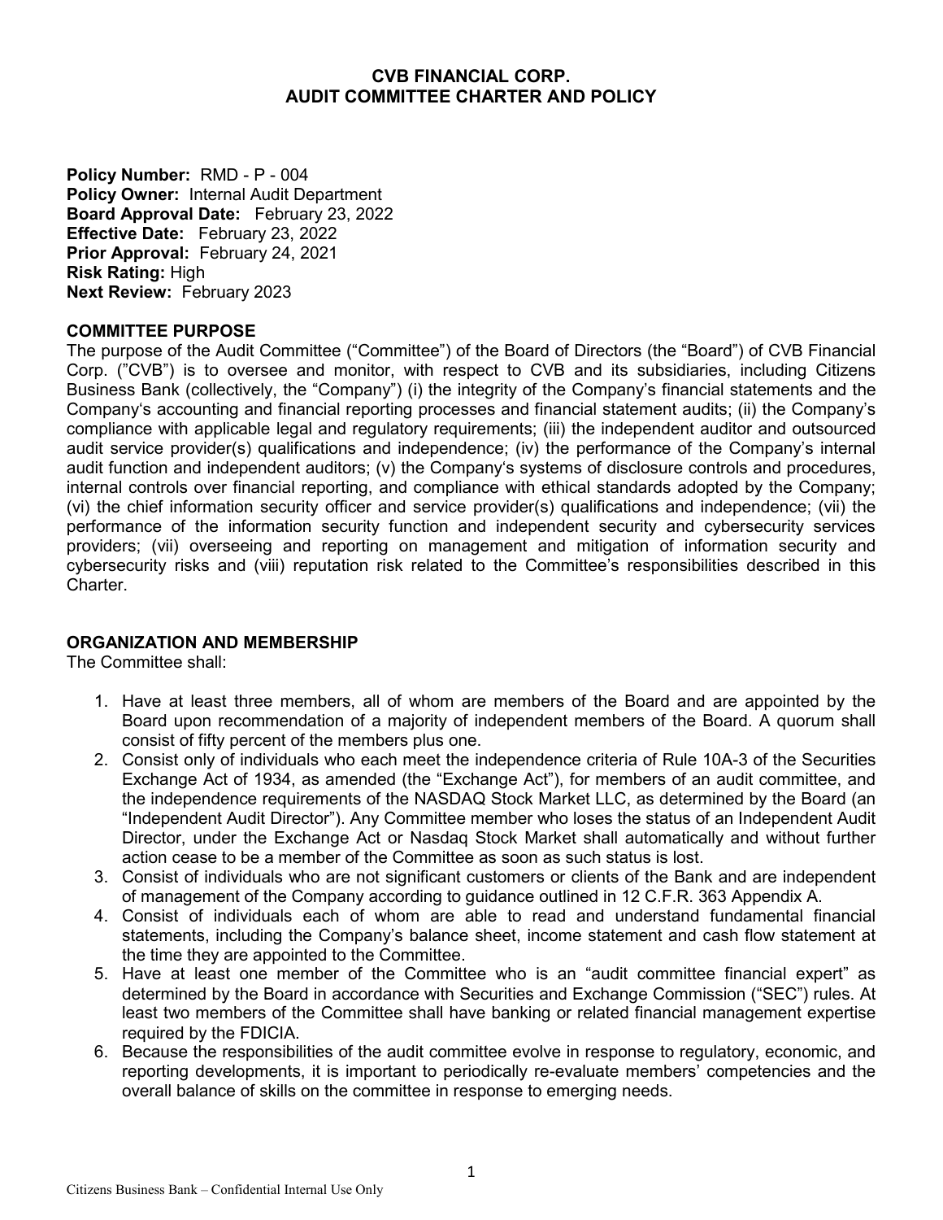# CVB FINANCIAL CORP.
# AUDIT COMMITTEE CHARTER AND POLICY

**Policy Number:** RMD - P - 004
**Policy Owner:** Internal Audit Department
**Board Approval Date:** February 23, 2022
**Effective Date:** February 23, 2022
**Prior Approval:** February 24, 2021
**Risk Rating:** High
**Next Review:** February 2023

## COMMITTEE PURPOSE

The purpose of the Audit Committee ("Committee") of the Board of Directors (the "Board") of CVB Financial Corp. ("CVB") is to oversee and monitor, with respect to CVB and its subsidiaries, including Citizens Business Bank (collectively, the "Company") (i) the integrity of the Company's financial statements and the Company's accounting and financial reporting processes and financial statement audits; (ii) the Company's compliance with applicable legal and regulatory requirements; (iii) the independent auditor and outsourced audit service provider(s) qualifications and independence; (iv) the performance of the Company's internal audit function and independent auditors; (v) the Company's systems of disclosure controls and procedures, internal controls over financial reporting, and compliance with ethical standards adopted by the Company; (vi) the chief information security officer and service provider(s) qualifications and independence; (vii) the performance of the information security function and independent security and cybersecurity services providers; (vii) overseeing and reporting on management and mitigation of information security and cybersecurity risks and (viii) reputation risk related to the Committee's responsibilities described in this Charter.

## ORGANIZATION AND MEMBERSHIP

The Committee shall:

1. Have at least three members, all of whom are members of the Board and are appointed by the Board upon recommendation of a majority of independent members of the Board. A quorum shall consist of fifty percent of the members plus one.
2. Consist only of individuals who each meet the independence criteria of Rule 10A-3 of the Securities Exchange Act of 1934, as amended (the "Exchange Act"), for members of an audit committee, and the independence requirements of the NASDAQ Stock Market LLC, as determined by the Board (an "Independent Audit Director"). Any Committee member who loses the status of an Independent Audit Director, under the Exchange Act or Nasdaq Stock Market shall automatically and without further action cease to be a member of the Committee as soon as such status is lost.
3. Consist of individuals who are not significant customers or clients of the Bank and are independent of management of the Company according to guidance outlined in 12 C.F.R. 363 Appendix A.
4. Consist of individuals each of whom are able to read and understand fundamental financial statements, including the Company's balance sheet, income statement and cash flow statement at the time they are appointed to the Committee.
5. Have at least one member of the Committee who is an "audit committee financial expert" as determined by the Board in accordance with Securities and Exchange Commission ("SEC") rules. At least two members of the Committee shall have banking or related financial management expertise required by the FDICIA.
6. Because the responsibilities of the audit committee evolve in response to regulatory, economic, and reporting developments, it is important to periodically re-evaluate members' competencies and the overall balance of skills on the committee in response to emerging needs.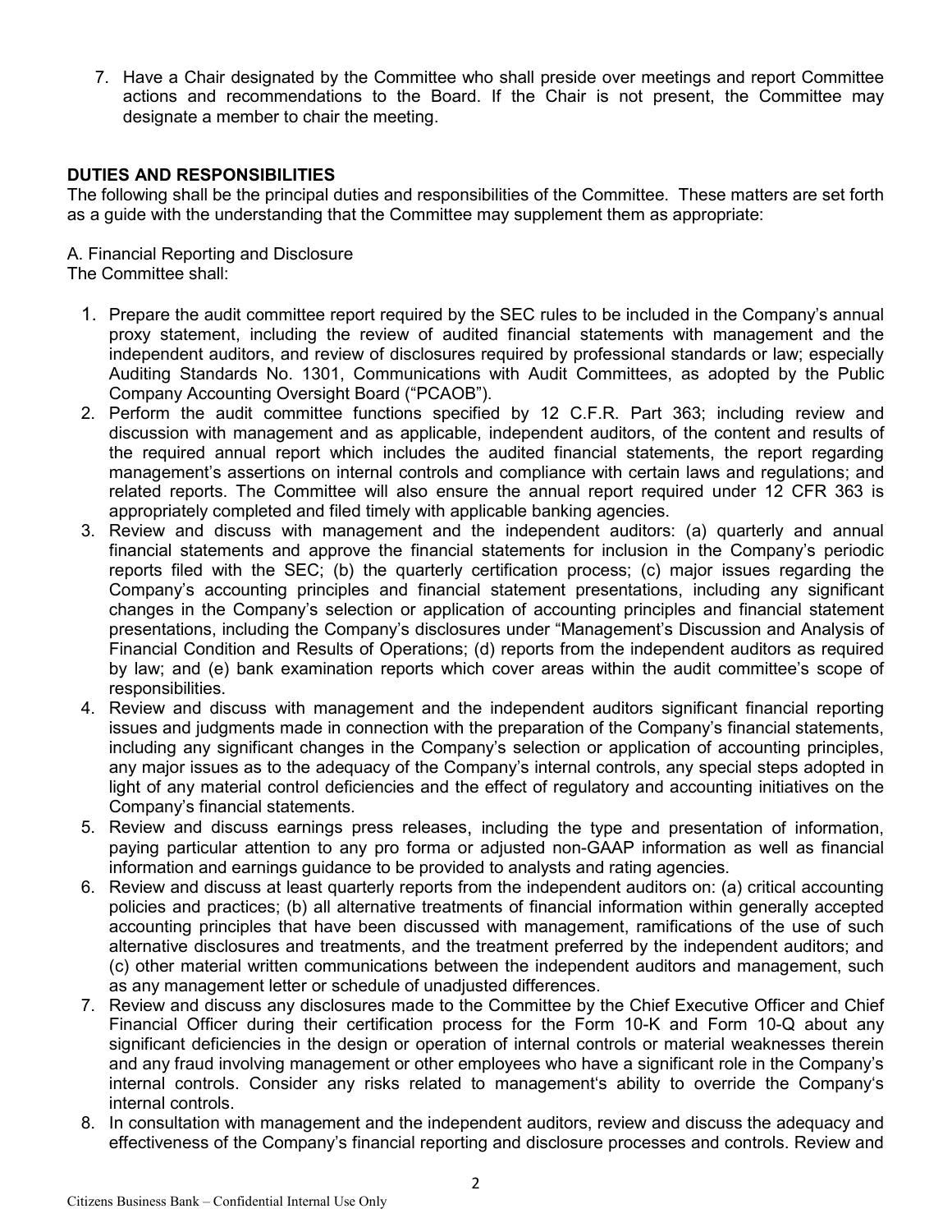7. Have a Chair designated by the Committee who shall preside over meetings and report Committee actions and recommendations to the Board. If the Chair is not present, the Committee may designate a member to chair the meeting.

## DUTIES AND RESPONSIBILITIES

The following shall be the principal duties and responsibilities of the Committee. These matters are set forth as a guide with the understanding that the Committee may supplement them as appropriate:

A. Financial Reporting and Disclosure
The Committee shall:

1. Prepare the audit committee report required by the SEC rules to be included in the Company's annual proxy statement, including the review of audited financial statements with management and the independent auditors, and review of disclosures required by professional standards or law; especially Auditing Standards No. 1301, Communications with Audit Committees, as adopted by the Public Company Accounting Oversight Board ("PCAOB").
2. Perform the audit committee functions specified by 12 C.F.R. Part 363; including review and discussion with management and as applicable, independent auditors, of the content and results of the required annual report which includes the audited financial statements, the report regarding management's assertions on internal controls and compliance with certain laws and regulations; and related reports. The Committee will also ensure the annual report required under 12 CFR 363 is appropriately completed and filed timely with applicable banking agencies.
3. Review and discuss with management and the independent auditors: (a) quarterly and annual financial statements and approve the financial statements for inclusion in the Company's periodic reports filed with the SEC; (b) the quarterly certification process; (c) major issues regarding the Company's accounting principles and financial statement presentations, including any significant changes in the Company's selection or application of accounting principles and financial statement presentations, including the Company's disclosures under "Management's Discussion and Analysis of Financial Condition and Results of Operations; (d) reports from the independent auditors as required by law; and (e) bank examination reports which cover areas within the audit committee's scope of responsibilities.
4. Review and discuss with management and the independent auditors significant financial reporting issues and judgments made in connection with the preparation of the Company's financial statements, including any significant changes in the Company's selection or application of accounting principles, any major issues as to the adequacy of the Company's internal controls, any special steps adopted in light of any material control deficiencies and the effect of regulatory and accounting initiatives on the Company's financial statements.
5. Review and discuss earnings press releases, including the type and presentation of information, paying particular attention to any pro forma or adjusted non-GAAP information as well as financial information and earnings guidance to be provided to analysts and rating agencies.
6. Review and discuss at least quarterly reports from the independent auditors on: (a) critical accounting policies and practices; (b) all alternative treatments of financial information within generally accepted accounting principles that have been discussed with management, ramifications of the use of such alternative disclosures and treatments, and the treatment preferred by the independent auditors; and (c) other material written communications between the independent auditors and management, such as any management letter or schedule of unadjusted differences.
7. Review and discuss any disclosures made to the Committee by the Chief Executive Officer and Chief Financial Officer during their certification process for the Form 10-K and Form 10-Q about any significant deficiencies in the design or operation of internal controls or material weaknesses therein and any fraud involving management or other employees who have a significant role in the Company's internal controls. Consider any risks related to management's ability to override the Company's internal controls.
8. In consultation with management and the independent auditors, review and discuss the adequacy and effectiveness of the Company's financial reporting and disclosure processes and controls. Review and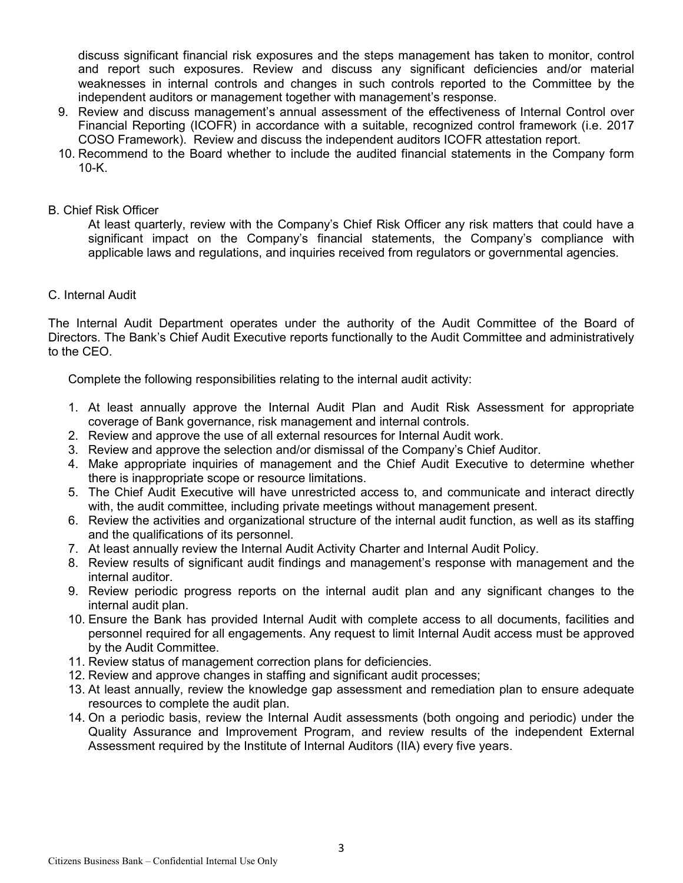discuss significant financial risk exposures and the steps management has taken to monitor, control and report such exposures. Review and discuss any significant deficiencies and/or material weaknesses in internal controls and changes in such controls reported to the Committee by the independent auditors or management together with management's response.

9. Review and discuss management's annual assessment of the effectiveness of Internal Control over Financial Reporting (ICOFR) in accordance with a suitable, recognized control framework (i.e. 2017 COSO Framework). Review and discuss the independent auditors ICOFR attestation report.
10. Recommend to the Board whether to include the audited financial statements in the Company form 10-K.

B. Chief Risk Officer

At least quarterly, review with the Company's Chief Risk Officer any risk matters that could have a significant impact on the Company's financial statements, the Company's compliance with applicable laws and regulations, and inquiries received from regulators or governmental agencies.

C. Internal Audit

The Internal Audit Department operates under the authority of the Audit Committee of the Board of Directors. The Bank's Chief Audit Executive reports functionally to the Audit Committee and administratively to the CEO.

Complete the following responsibilities relating to the internal audit activity:

1. At least annually approve the Internal Audit Plan and Audit Risk Assessment for appropriate coverage of Bank governance, risk management and internal controls.
2. Review and approve the use of all external resources for Internal Audit work.
3. Review and approve the selection and/or dismissal of the Company's Chief Auditor.
4. Make appropriate inquiries of management and the Chief Audit Executive to determine whether there is inappropriate scope or resource limitations.
5. The Chief Audit Executive will have unrestricted access to, and communicate and interact directly with, the audit committee, including private meetings without management present.
6. Review the activities and organizational structure of the internal audit function, as well as its staffing and the qualifications of its personnel.
7. At least annually review the Internal Audit Activity Charter and Internal Audit Policy.
8. Review results of significant audit findings and management's response with management and the internal auditor.
9. Review periodic progress reports on the internal audit plan and any significant changes to the internal audit plan.
10. Ensure the Bank has provided Internal Audit with complete access to all documents, facilities and personnel required for all engagements. Any request to limit Internal Audit access must be approved by the Audit Committee.
11. Review status of management correction plans for deficiencies.
12. Review and approve changes in staffing and significant audit processes;
13. At least annually, review the knowledge gap assessment and remediation plan to ensure adequate resources to complete the audit plan.
14. On a periodic basis, review the Internal Audit assessments (both ongoing and periodic) under the Quality Assurance and Improvement Program, and review results of the independent External Assessment required by the Institute of Internal Auditors (IIA) every five years.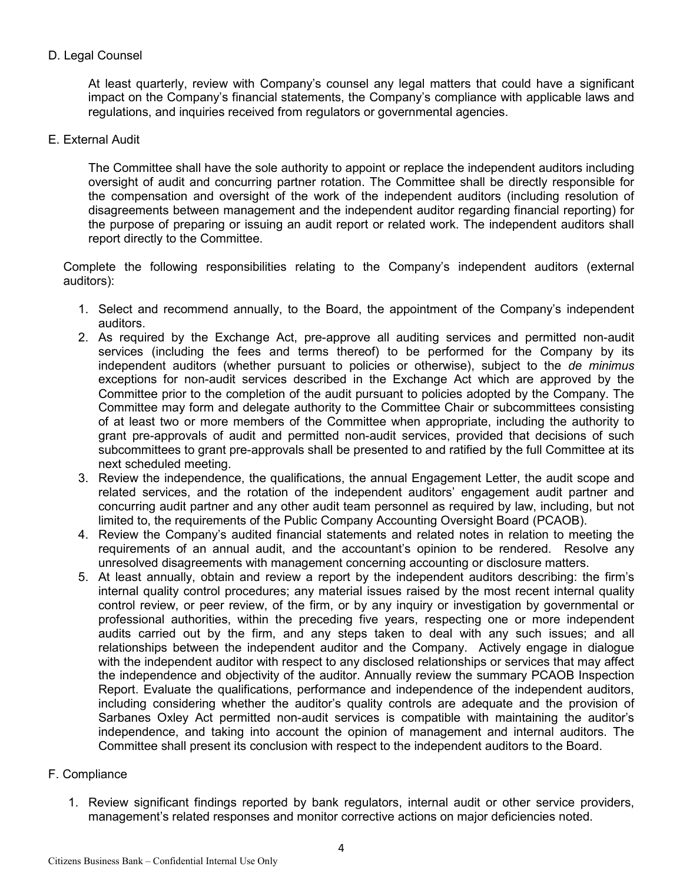D. Legal Counsel

At least quarterly, review with Company's counsel any legal matters that could have a significant impact on the Company's financial statements, the Company's compliance with applicable laws and regulations, and inquiries received from regulators or governmental agencies.

E. External Audit

The Committee shall have the sole authority to appoint or replace the independent auditors including oversight of audit and concurring partner rotation. The Committee shall be directly responsible for the compensation and oversight of the work of the independent auditors (including resolution of disagreements between management and the independent auditor regarding financial reporting) for the purpose of preparing or issuing an audit report or related work. The independent auditors shall report directly to the Committee.

Complete the following responsibilities relating to the Company's independent auditors (external auditors):

1. Select and recommend annually, to the Board, the appointment of the Company's independent auditors.
2. As required by the Exchange Act, pre-approve all auditing services and permitted non-audit services (including the fees and terms thereof) to be performed for the Company by its independent auditors (whether pursuant to policies or otherwise), subject to the *de minimus* exceptions for non-audit services described in the Exchange Act which are approved by the Committee prior to the completion of the audit pursuant to policies adopted by the Company. The Committee may form and delegate authority to the Committee Chair or subcommittees consisting of at least two or more members of the Committee when appropriate, including the authority to grant pre-approvals of audit and permitted non-audit services, provided that decisions of such subcommittees to grant pre-approvals shall be presented to and ratified by the full Committee at its next scheduled meeting.
3. Review the independence, the qualifications, the annual Engagement Letter, the audit scope and related services, and the rotation of the independent auditors' engagement audit partner and concurring audit partner and any other audit team personnel as required by law, including, but not limited to, the requirements of the Public Company Accounting Oversight Board (PCAOB).
4. Review the Company's audited financial statements and related notes in relation to meeting the requirements of an annual audit, and the accountant's opinion to be rendered. Resolve any unresolved disagreements with management concerning accounting or disclosure matters.
5. At least annually, obtain and review a report by the independent auditors describing: the firm's internal quality control procedures; any material issues raised by the most recent internal quality control review, or peer review, of the firm, or by any inquiry or investigation by governmental or professional authorities, within the preceding five years, respecting one or more independent audits carried out by the firm, and any steps taken to deal with any such issues; and all relationships between the independent auditor and the Company. Actively engage in dialogue with the independent auditor with respect to any disclosed relationships or services that may affect the independence and objectivity of the auditor. Annually review the summary PCAOB Inspection Report. Evaluate the qualifications, performance and independence of the independent auditors, including considering whether the auditor's quality controls are adequate and the provision of Sarbanes Oxley Act permitted non-audit services is compatible with maintaining the auditor's independence, and taking into account the opinion of management and internal auditors. The Committee shall present its conclusion with respect to the independent auditors to the Board.

F. Compliance

1. Review significant findings reported by bank regulators, internal audit or other service providers, management's related responses and monitor corrective actions on major deficiencies noted.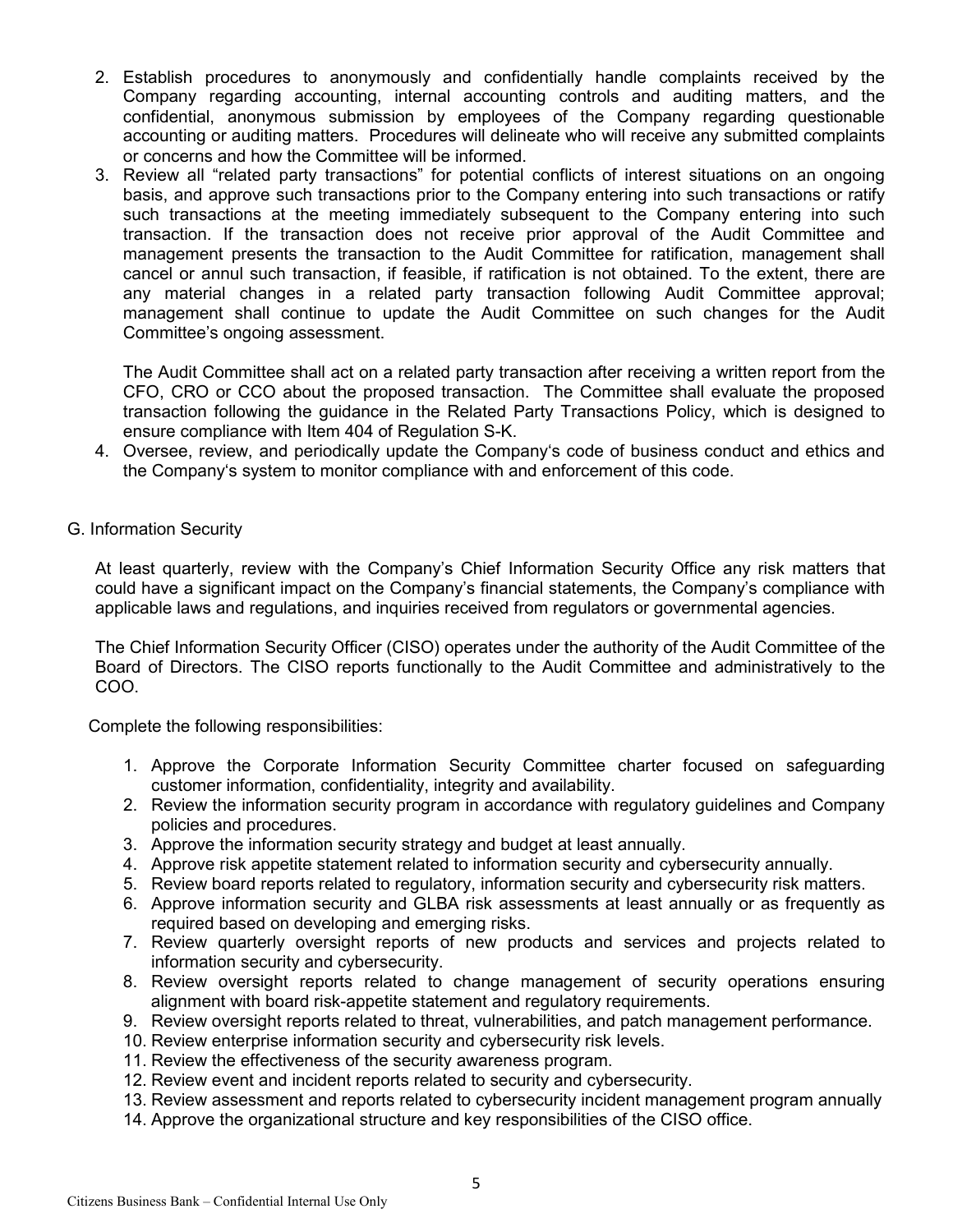2. Establish procedures to anonymously and confidentially handle complaints received by the Company regarding accounting, internal accounting controls and auditing matters, and the confidential, anonymous submission by employees of the Company regarding questionable accounting or auditing matters. Procedures will delineate who will receive any submitted complaints or concerns and how the Committee will be informed.
3. Review all "related party transactions" for potential conflicts of interest situations on an ongoing basis, and approve such transactions prior to the Company entering into such transactions or ratify such transactions at the meeting immediately subsequent to the Company entering into such transaction. If the transaction does not receive prior approval of the Audit Committee and management presents the transaction to the Audit Committee for ratification, management shall cancel or annul such transaction, if feasible, if ratification is not obtained. To the extent, there are any material changes in a related party transaction following Audit Committee approval; management shall continue to update the Audit Committee on such changes for the Audit Committee's ongoing assessment.

   The Audit Committee shall act on a related party transaction after receiving a written report from the CFO, CRO or CCO about the proposed transaction. The Committee shall evaluate the proposed transaction following the guidance in the Related Party Transactions Policy, which is designed to ensure compliance with Item 404 of Regulation S-K.
4. Oversee, review, and periodically update the Company's code of business conduct and ethics and the Company's system to monitor compliance with and enforcement of this code.

G. Information Security

At least quarterly, review with the Company's Chief Information Security Office any risk matters that could have a significant impact on the Company's financial statements, the Company's compliance with applicable laws and regulations, and inquiries received from regulators or governmental agencies.

The Chief Information Security Officer (CISO) operates under the authority of the Audit Committee of the Board of Directors. The CISO reports functionally to the Audit Committee and administratively to the COO.

Complete the following responsibilities:

1. Approve the Corporate Information Security Committee charter focused on safeguarding customer information, confidentiality, integrity and availability.
2. Review the information security program in accordance with regulatory guidelines and Company policies and procedures.
3. Approve the information security strategy and budget at least annually.
4. Approve risk appetite statement related to information security and cybersecurity annually.
5. Review board reports related to regulatory, information security and cybersecurity risk matters.
6. Approve information security and GLBA risk assessments at least annually or as frequently as required based on developing and emerging risks.
7. Review quarterly oversight reports of new products and services and projects related to information security and cybersecurity.
8. Review oversight reports related to change management of security operations ensuring alignment with board risk-appetite statement and regulatory requirements.
9. Review oversight reports related to threat, vulnerabilities, and patch management performance.
10. Review enterprise information security and cybersecurity risk levels.
11. Review the effectiveness of the security awareness program.
12. Review event and incident reports related to security and cybersecurity.
13. Review assessment and reports related to cybersecurity incident management program annually
14. Approve the organizational structure and key responsibilities of the CISO office.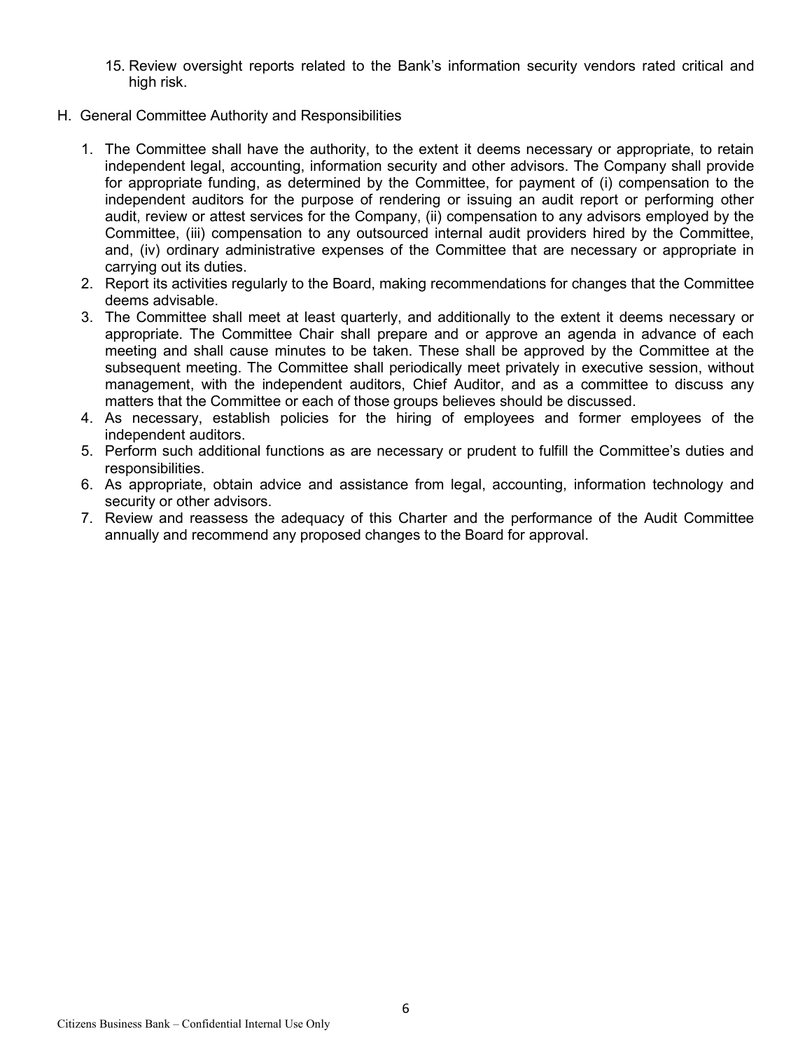15. Review oversight reports related to the Bank's information security vendors rated critical and high risk.

H. General Committee Authority and Responsibilities

1. The Committee shall have the authority, to the extent it deems necessary or appropriate, to retain independent legal, accounting, information security and other advisors. The Company shall provide for appropriate funding, as determined by the Committee, for payment of (i) compensation to the independent auditors for the purpose of rendering or issuing an audit report or performing other audit, review or attest services for the Company, (ii) compensation to any advisors employed by the Committee, (iii) compensation to any outsourced internal audit providers hired by the Committee, and, (iv) ordinary administrative expenses of the Committee that are necessary or appropriate in carrying out its duties.
2. Report its activities regularly to the Board, making recommendations for changes that the Committee deems advisable.
3. The Committee shall meet at least quarterly, and additionally to the extent it deems necessary or appropriate. The Committee Chair shall prepare and or approve an agenda in advance of each meeting and shall cause minutes to be taken. These shall be approved by the Committee at the subsequent meeting. The Committee shall periodically meet privately in executive session, without management, with the independent auditors, Chief Auditor, and as a committee to discuss any matters that the Committee or each of those groups believes should be discussed.
4. As necessary, establish policies for the hiring of employees and former employees of the independent auditors.
5. Perform such additional functions as are necessary or prudent to fulfill the Committee's duties and responsibilities.
6. As appropriate, obtain advice and assistance from legal, accounting, information technology and security or other advisors.
7. Review and reassess the adequacy of this Charter and the performance of the Audit Committee annually and recommend any proposed changes to the Board for approval.